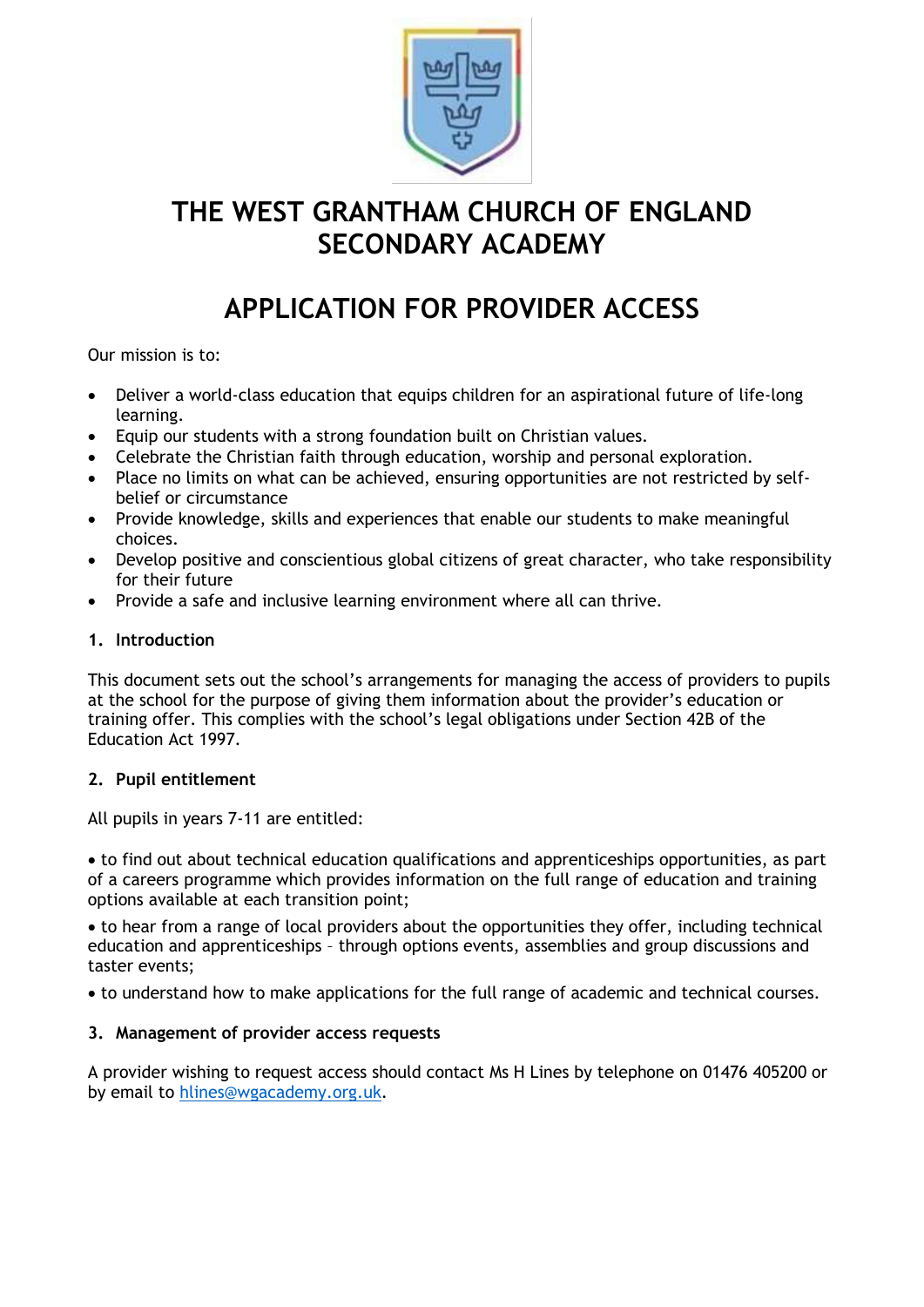# THE WEST GRANTHAM CHURCH OF ENGLAND SECONDARY ACADEMY

# APPLICATION FOR PROVIDER ACCESS

Our mission is to:

- Deliver a world-class education that equips children for an aspirational future of life-long learning.
- Equip our students with a strong foundation built on Christian values.
- Celebrate the Christian faith through education, worship and personal exploration.
- Place no limits on what can be achieved, ensuring opportunities are not restricted by self-belief or circumstance
- Provide knowledge, skills and experiences that enable our students to make meaningful choices.
- Develop positive and conscientious global citizens of great character, who take responsibility for their future
- Provide a safe and inclusive learning environment where all can thrive.

## 1. Introduction

This document sets out the school's arrangements for managing the access of providers to pupils at the school for the purpose of giving them information about the provider's education or training offer. This complies with the school's legal obligations under Section 42B of the Education Act 1997.

## 2. Pupil entitlement

All pupils in years 7-11 are entitled:

- to find out about technical education qualifications and apprenticeships opportunities, as part of a careers programme which provides information on the full range of education and training options available at each transition point;
- to hear from a range of local providers about the opportunities they offer, including technical education and apprenticeships – through options events, assemblies and group discussions and taster events;
- to understand how to make applications for the full range of academic and technical courses.

## 3. Management of provider access requests

A provider wishing to request access should contact Ms H Lines by telephone on 01476 405200 or by email to hlines@wgacademy.org.uk.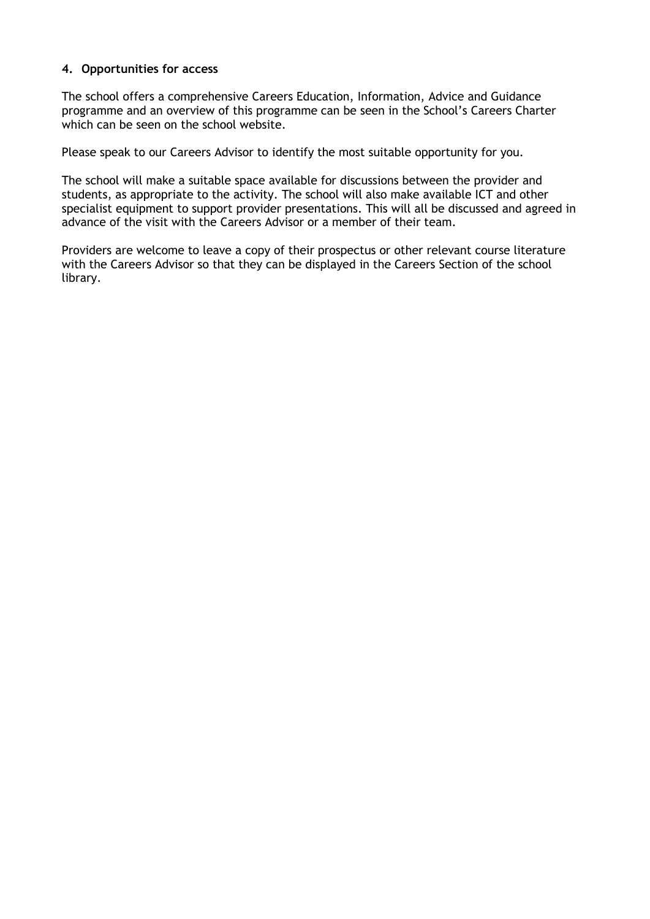## 4. Opportunities for access

The school offers a comprehensive Careers Education, Information, Advice and Guidance programme and an overview of this programme can be seen in the School's Careers Charter which can be seen on the school website.

Please speak to our Careers Advisor to identify the most suitable opportunity for you.

The school will make a suitable space available for discussions between the provider and students, as appropriate to the activity. The school will also make available ICT and other specialist equipment to support provider presentations. This will all be discussed and agreed in advance of the visit with the Careers Advisor or a member of their team.

Providers are welcome to leave a copy of their prospectus or other relevant course literature with the Careers Advisor so that they can be displayed in the Careers Section of the school library.